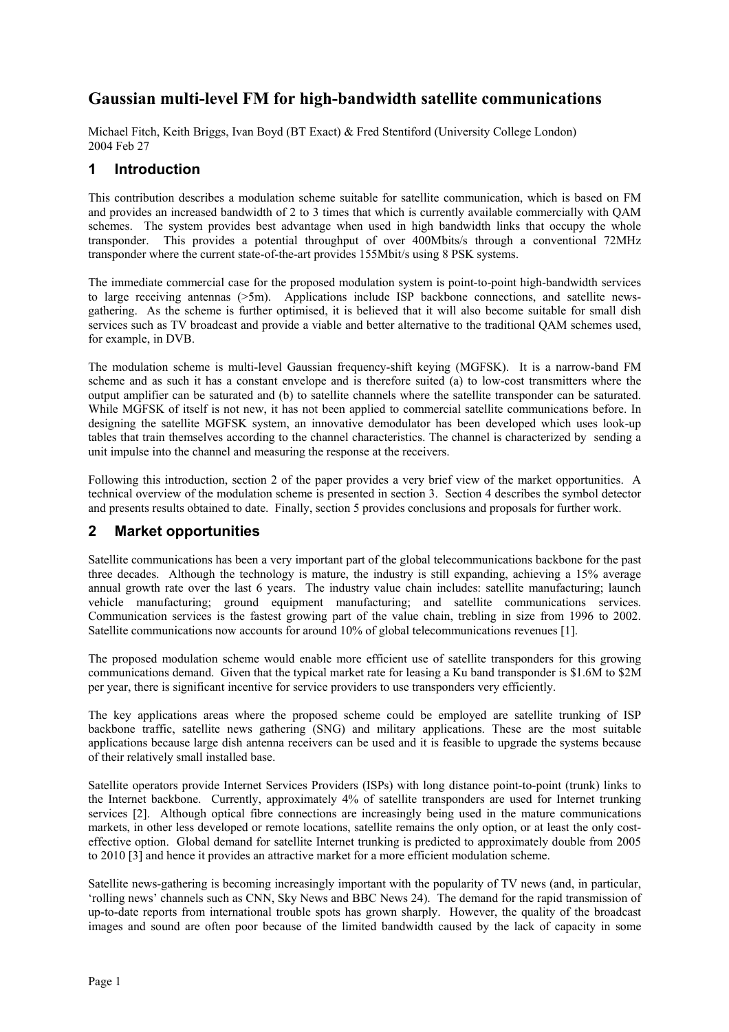# Gaussian multi-level FM for high-bandwidth satellite communications

Michael Fitch, Keith Briggs, Ivan Boyd (BT Exact) & Fred Stentiford (University College London)
2004 Feb 27

## 1 Introduction

This contribution describes a modulation scheme suitable for satellite communication, which is based on FM and provides an increased bandwidth of 2 to 3 times that which is currently available commercially with QAM schemes. The system provides best advantage when used in high bandwidth links that occupy the whole transponder. This provides a potential throughput of over 400Mbits/s through a conventional 72MHz transponder where the current state-of-the-art provides 155Mbit/s using 8 PSK systems.

The immediate commercial case for the proposed modulation system is point-to-point high-bandwidth services to large receiving antennas (>5m). Applications include ISP backbone connections, and satellite news-gathering. As the scheme is further optimised, it is believed that it will also become suitable for small dish services such as TV broadcast and provide a viable and better alternative to the traditional QAM schemes used, for example, in DVB.

The modulation scheme is multi-level Gaussian frequency-shift keying (MGFSK). It is a narrow-band FM scheme and as such it has a constant envelope and is therefore suited (a) to low-cost transmitters where the output amplifier can be saturated and (b) to satellite channels where the satellite transponder can be saturated. While MGFSK of itself is not new, it has not been applied to commercial satellite communications before. In designing the satellite MGFSK system, an innovative demodulator has been developed which uses look-up tables that train themselves according to the channel characteristics. The channel is characterized by sending a unit impulse into the channel and measuring the response at the receivers.

Following this introduction, section 2 of the paper provides a very brief view of the market opportunities. A technical overview of the modulation scheme is presented in section 3. Section 4 describes the symbol detector and presents results obtained to date. Finally, section 5 provides conclusions and proposals for further work.

## 2 Market opportunities

Satellite communications has been a very important part of the global telecommunications backbone for the past three decades. Although the technology is mature, the industry is still expanding, achieving a 15% average annual growth rate over the last 6 years. The industry value chain includes: satellite manufacturing; launch vehicle manufacturing; ground equipment manufacturing; and satellite communications services. Communication services is the fastest growing part of the value chain, trebling in size from 1996 to 2002. Satellite communications now accounts for around 10% of global telecommunications revenues [1].

The proposed modulation scheme would enable more efficient use of satellite transponders for this growing communications demand. Given that the typical market rate for leasing a Ku band transponder is $1.6M to $2M per year, there is significant incentive for service providers to use transponders very efficiently.

The key applications areas where the proposed scheme could be employed are satellite trunking of ISP backbone traffic, satellite news gathering (SNG) and military applications. These are the most suitable applications because large dish antenna receivers can be used and it is feasible to upgrade the systems because of their relatively small installed base.

Satellite operators provide Internet Services Providers (ISPs) with long distance point-to-point (trunk) links to the Internet backbone. Currently, approximately 4% of satellite transponders are used for Internet trunking services [2]. Although optical fibre connections are increasingly being used in the mature communications markets, in other less developed or remote locations, satellite remains the only option, or at least the only cost-effective option. Global demand for satellite Internet trunking is predicted to approximately double from 2005 to 2010 [3] and hence it provides an attractive market for a more efficient modulation scheme.

Satellite news-gathering is becoming increasingly important with the popularity of TV news (and, in particular, 'rolling news' channels such as CNN, Sky News and BBC News 24). The demand for the rapid transmission of up-to-date reports from international trouble spots has grown sharply. However, the quality of the broadcast images and sound are often poor because of the limited bandwidth caused by the lack of capacity in some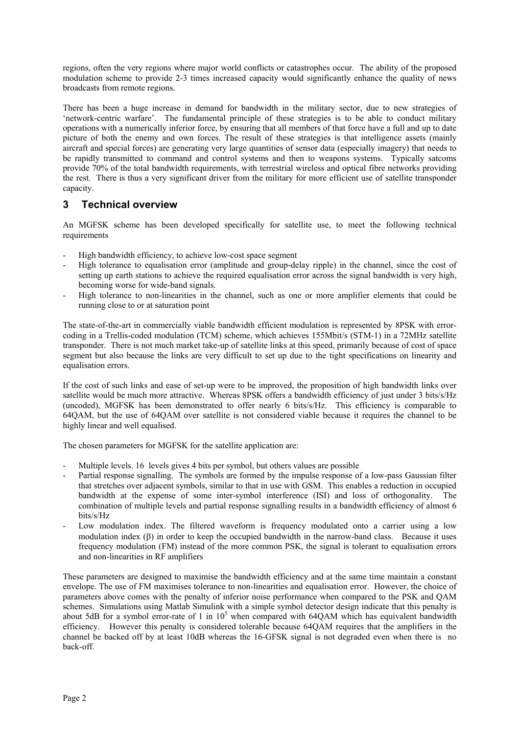regions, often the very regions where major world conflicts or catastrophes occur. The ability of the proposed modulation scheme to provide 2-3 times increased capacity would significantly enhance the quality of news broadcasts from remote regions.

There has been a huge increase in demand for bandwidth in the military sector, due to new strategies of 'network-centric warfare'. The fundamental principle of these strategies is to be able to conduct military operations with a numerically inferior force, by ensuring that all members of that force have a full and up to date picture of both the enemy and own forces. The result of these strategies is that intelligence assets (mainly aircraft and special forces) are generating very large quantities of sensor data (especially imagery) that needs to be rapidly transmitted to command and control systems and then to weapons systems. Typically satcoms provide 70% of the total bandwidth requirements, with terrestrial wireless and optical fibre networks providing the rest. There is thus a very significant driver from the military for more efficient use of satellite transponder capacity.

## 3 Technical overview

An MGFSK scheme has been developed specifically for satellite use, to meet the following technical requirements

- High bandwidth efficiency, to achieve low-cost space segment
- High tolerance to equalisation error (amplitude and group-delay ripple) in the channel, since the cost of setting up earth stations to achieve the required equalisation error across the signal bandwidth is very high, becoming worse for wide-band signals.
- High tolerance to non-linearities in the channel, such as one or more amplifier elements that could be running close to or at saturation point

The state-of-the-art in commercially viable bandwidth efficient modulation is represented by 8PSK with error-coding in a Trellis-coded modulation (TCM) scheme, which achieves 155Mbit/s (STM-1) in a 72MHz satellite transponder. There is not much market take-up of satellite links at this speed, primarily because of cost of space segment but also because the links are very difficult to set up due to the tight specifications on linearity and equalisation errors.

If the cost of such links and ease of set-up were to be improved, the proposition of high bandwidth links over satellite would be much more attractive. Whereas 8PSK offers a bandwidth efficiency of just under 3 bits/s/Hz (uncoded), MGFSK has been demonstrated to offer nearly 6 bits/s/Hz. This efficiency is comparable to 64QAM, but the use of 64QAM over satellite is not considered viable because it requires the channel to be highly linear and well equalised.

The chosen parameters for MGFSK for the satellite application are:

- Multiple levels. 16 levels gives 4 bits per symbol, but others values are possible
- Partial response signalling. The symbols are formed by the impulse response of a low-pass Gaussian filter that stretches over adjacent symbols, similar to that in use with GSM. This enables a reduction in occupied bandwidth at the expense of some inter-symbol interference (ISI) and loss of orthogonality. The combination of multiple levels and partial response signalling results in a bandwidth efficiency of almost 6 bits/s/Hz
- Low modulation index. The filtered waveform is frequency modulated onto a carrier using a low modulation index ($\beta$) in order to keep the occupied bandwidth in the narrow-band class. Because it uses frequency modulation (FM) instead of the more common PSK, the signal is tolerant to equalisation errors and non-linearities in RF amplifiers

These parameters are designed to maximise the bandwidth efficiency and at the same time maintain a constant envelope. The use of FM maximises tolerance to non-linearities and equalisation error. However, the choice of parameters above comes with the penalty of inferior noise performance when compared to the PSK and QAM schemes. Simulations using Matlab Simulink with a simple symbol detector design indicate that this penalty is about 5dB for a symbol error-rate of 1 in $10^5$ when compared with 64QAM which has equivalent bandwidth efficiency. However this penalty is considered tolerable because 64QAM requires that the amplifiers in the channel be backed off by at least 10dB whereas the 16-GFSK signal is not degraded even when there is no back-off.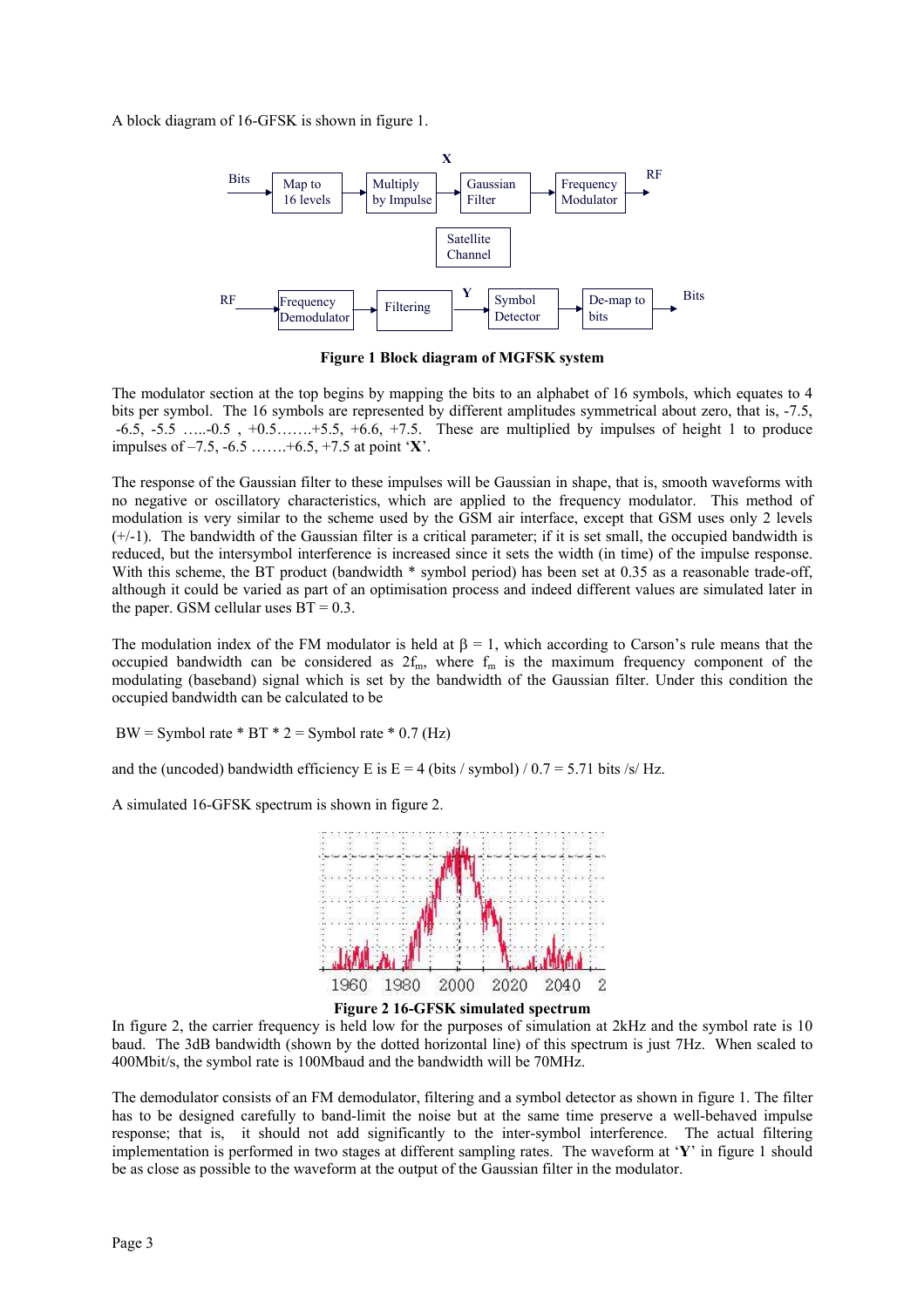A block diagram of 16-GFSK is shown in figure 1.

**Figure 1 Block diagram of MGFSK system**

The modulator section at the top begins by mapping the bits to an alphabet of 16 symbols, which equates to 4 bits per symbol. The 16 symbols are represented by different amplitudes symmetrical about zero, that is, -7.5, -6.5, -5.5 …..-0.5 , +0.5…….+5.5, +6.6, +7.5. These are multiplied by impulses of height 1 to produce impulses of –7.5, -6.5 …….+6.5, +7.5 at point '**X**'.

The response of the Gaussian filter to these impulses will be Gaussian in shape, that is, smooth waveforms with no negative or oscillatory characteristics, which are applied to the frequency modulator. This method of modulation is very similar to the scheme used by the GSM air interface, except that GSM uses only 2 levels (+/-1). The bandwidth of the Gaussian filter is a critical parameter; if it is set small, the occupied bandwidth is reduced, but the intersymbol interference is increased since it sets the width (in time) of the impulse response. With this scheme, the BT product (bandwidth * symbol period) has been set at 0.35 as a reasonable trade-off, although it could be varied as part of an optimisation process and indeed different values are simulated later in the paper. GSM cellular uses BT = 0.3.

The modulation index of the FM modulator is held at $\beta = 1$, which according to Carson's rule means that the occupied bandwidth can be considered as $2f_m$, where $f_m$ is the maximum frequency component of the modulating (baseband) signal which is set by the bandwidth of the Gaussian filter. Under this condition the occupied bandwidth can be calculated to be

BW = Symbol rate * BT * 2 = Symbol rate * 0.7 (Hz)

and the (uncoded) bandwidth efficiency E is E = 4 (bits / symbol) / 0.7 = 5.71 bits /s/ Hz.

A simulated 16-GFSK spectrum is shown in figure 2.

**Figure 2 16-GFSK simulated spectrum**

In figure 2, the carrier frequency is held low for the purposes of simulation at 2kHz and the symbol rate is 10 baud. The 3dB bandwidth (shown by the dotted horizontal line) of this spectrum is just 7Hz. When scaled to 400Mbit/s, the symbol rate is 100Mbaud and the bandwidth will be 70MHz.

The demodulator consists of an FM demodulator, filtering and a symbol detector as shown in figure 1. The filter has to be designed carefully to band-limit the noise but at the same time preserve a well-behaved impulse response; that is, it should not add significantly to the inter-symbol interference. The actual filtering implementation is performed in two stages at different sampling rates. The waveform at '**Y**' in figure 1 should be as close as possible to the waveform at the output of the Gaussian filter in the modulator.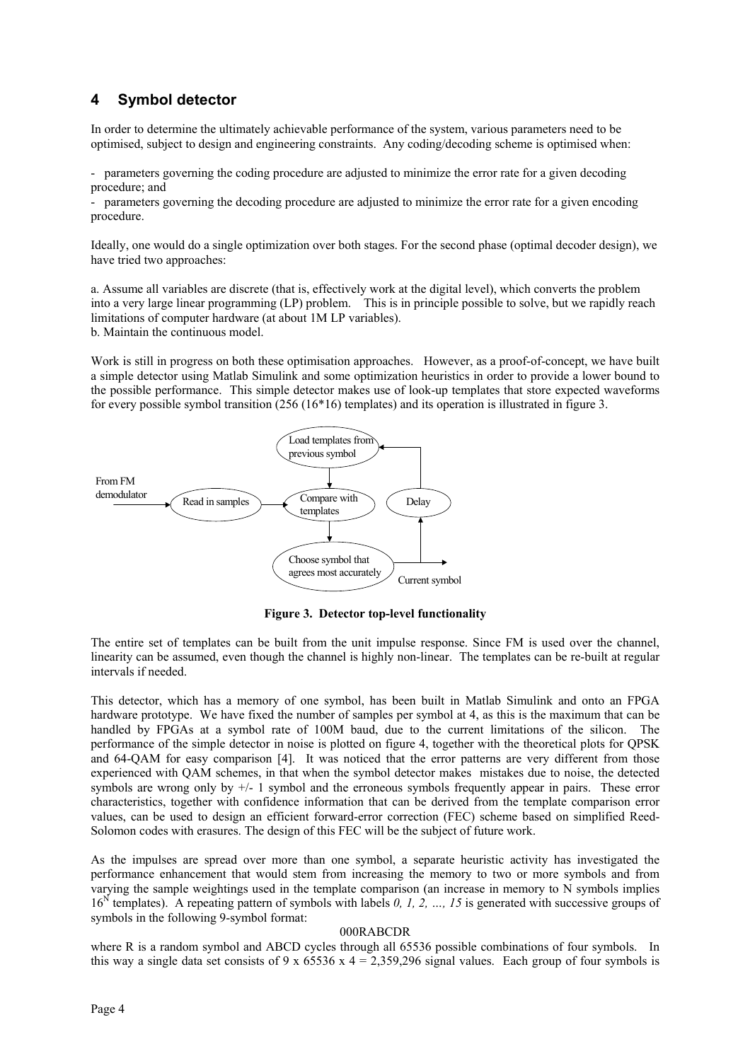## 4 Symbol detector

In order to determine the ultimately achievable performance of the system, various parameters need to be optimised, subject to design and engineering constraints. Any coding/decoding scheme is optimised when:

- parameters governing the coding procedure are adjusted to minimize the error rate for a given decoding procedure; and
- parameters governing the decoding procedure are adjusted to minimize the error rate for a given encoding procedure.

Ideally, one would do a single optimization over both stages. For the second phase (optimal decoder design), we have tried two approaches:

a. Assume all variables are discrete (that is, effectively work at the digital level), which converts the problem into a very large linear programming (LP) problem. This is in principle possible to solve, but we rapidly reach limitations of computer hardware (at about 1M LP variables).
b. Maintain the continuous model.

Work is still in progress on both these optimisation approaches. However, as a proof-of-concept, we have built a simple detector using Matlab Simulink and some optimization heuristics in order to provide a lower bound to the possible performance. This simple detector makes use of look-up templates that store expected waveforms for every possible symbol transition (256 (16*16) templates) and its operation is illustrated in figure 3.

From FM demodulator → Read in samples → Compare with templates → Choose symbol that agrees most accurately → Current symbol; Delay → Load templates from previous symbol → Compare with templates

**Figure 3. Detector top-level functionality**

The entire set of templates can be built from the unit impulse response. Since FM is used over the channel, linearity can be assumed, even though the channel is highly non-linear. The templates can be re-built at regular intervals if needed.

This detector, which has a memory of one symbol, has been built in Matlab Simulink and onto an FPGA hardware prototype. We have fixed the number of samples per symbol at 4, as this is the maximum that can be handled by FPGAs at a symbol rate of 100M baud, due to the current limitations of the silicon. The performance of the simple detector in noise is plotted on figure 4, together with the theoretical plots for QPSK and 64-QAM for easy comparison [4]. It was noticed that the error patterns are very different from those experienced with QAM schemes, in that when the symbol detector makes mistakes due to noise, the detected symbols are wrong only by +/- 1 symbol and the erroneous symbols frequently appear in pairs. These error characteristics, together with confidence information that can be derived from the template comparison error values, can be used to design an efficient forward-error correction (FEC) scheme based on simplified Reed-Solomon codes with erasures. The design of this FEC will be the subject of future work.

As the impulses are spread over more than one symbol, a separate heuristic activity has investigated the performance enhancement that would stem from increasing the memory to two or more symbols and from varying the sample weightings used in the template comparison (an increase in memory to N symbols implies $16^N$ templates). A repeating pattern of symbols with labels *0, 1, 2, …, 15* is generated with successive groups of symbols in the following 9-symbol format:

000RABCDR

where R is a random symbol and ABCD cycles through all 65536 possible combinations of four symbols. In this way a single data set consists of 9 x 65536 x 4 = 2,359,296 signal values. Each group of four symbols is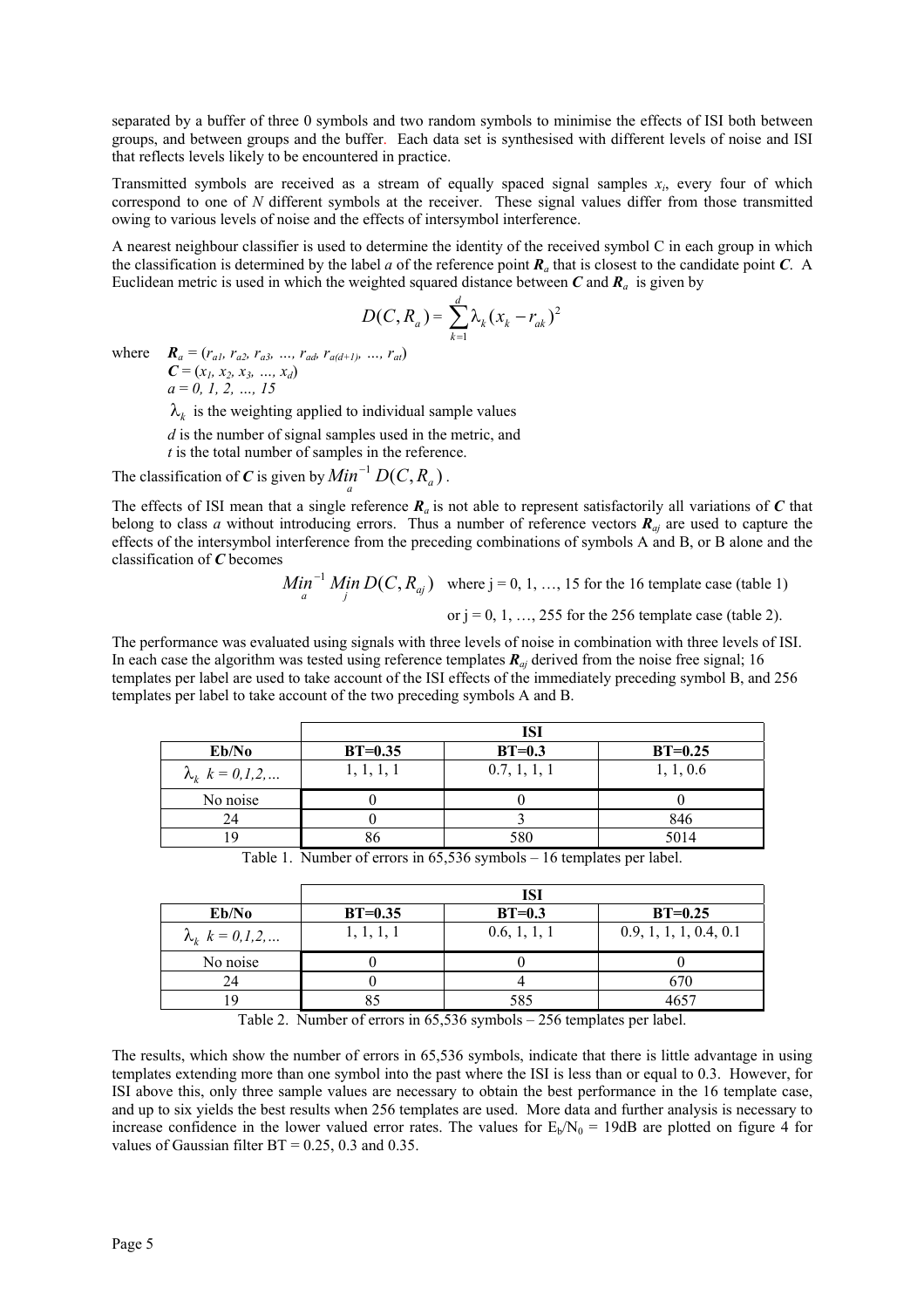separated by a buffer of three 0 symbols and two random symbols to minimise the effects of ISI both between groups, and between groups and the buffer. Each data set is synthesised with different levels of noise and ISI that reflects levels likely to be encountered in practice.

Transmitted symbols are received as a stream of equally spaced signal samples $x_i$, every four of which correspond to one of $N$ different symbols at the receiver. These signal values differ from those transmitted owing to various levels of noise and the effects of intersymbol interference.

A nearest neighbour classifier is used to determine the identity of the received symbol C in each group in which the classification is determined by the label $a$ of the reference point $\boldsymbol{R}_a$ that is closest to the candidate point $\boldsymbol{C}$. A Euclidean metric is used in which the weighted squared distance between $\boldsymbol{C}$ and $\boldsymbol{R}_a$ is given by

$$D(C, R_a) = \sum_{k=1}^{d} \lambda_k (x_k - r_{ak})^2$$

where $\boldsymbol{R}_a = (r_{a1}, r_{a2}, r_{a3}, \ldots, r_{ad}, r_{a(d+1)}, \ldots, r_{at})$
$\boldsymbol{C} = (x_1, x_2, x_3, \ldots, x_d)$
$a = 0, 1, 2, \ldots, 15$
$\lambda_k$ is the weighting applied to individual sample values
$d$ is the number of signal samples used in the metric, and
$t$ is the total number of samples in the reference.

The classification of $\boldsymbol{C}$ is given by $\underset{a}{Min}^{-1}\, D(C, R_a)$.

The effects of ISI mean that a single reference $\boldsymbol{R}_a$ is not able to represent satisfactorily all variations of $\boldsymbol{C}$ that belong to class $a$ without introducing errors. Thus a number of reference vectors $\boldsymbol{R}_{aj}$ are used to capture the effects of the intersymbol interference from the preceding combinations of symbols A and B, or B alone and the classification of $\boldsymbol{C}$ becomes

$$\underset{a}{Min}^{-1}\, \underset{j}{Min}\, D(C, R_{aj})$$ where j = 0, 1, …, 15 for the 16 template case (table 1)

or j = 0, 1, …, 255 for the 256 template case (table 2).

The performance was evaluated using signals with three levels of noise in combination with three levels of ISI. In each case the algorithm was tested using reference templates $\boldsymbol{R}_{aj}$ derived from the noise free signal; 16 templates per label are used to take account of the ISI effects of the immediately preceding symbol B, and 256 templates per label to take account of the two preceding symbols A and B.

| | ISI | | |
|---|---|---|---|
| **Eb/No** | **BT=0.35** | **BT=0.3** | **BT=0.25** |
| $\lambda_k$ $k = 0,1,2,\ldots$ | 1, 1, 1, 1 | 0.7, 1, 1, 1 | 1, 1, 0.6 |
| No noise | 0 | 0 | 0 |
| 24 | 0 | 3 | 846 |
| 19 | 86 | 580 | 5014 |

Table 1. Number of errors in 65,536 symbols – 16 templates per label.

| | ISI | | |
|---|---|---|---|
| **Eb/No** | **BT=0.35** | **BT=0.3** | **BT=0.25** |
| $\lambda_k$ $k = 0,1,2,\ldots$ | 1, 1, 1, 1 | 0.6, 1, 1, 1 | 0.9, 1, 1, 1, 0.4, 0.1 |
| No noise | 0 | 0 | 0 |
| 24 | 0 | 4 | 670 |
| 19 | 85 | 585 | 4657 |

Table 2. Number of errors in 65,536 symbols – 256 templates per label.

The results, which show the number of errors in 65,536 symbols, indicate that there is little advantage in using templates extending more than one symbol into the past where the ISI is less than or equal to 0.3. However, for ISI above this, only three sample values are necessary to obtain the best performance in the 16 template case, and up to six yields the best results when 256 templates are used. More data and further analysis is necessary to increase confidence in the lower valued error rates. The values for $E_b/N_0$ = 19dB are plotted on figure 4 for values of Gaussian filter BT = 0.25, 0.3 and 0.35.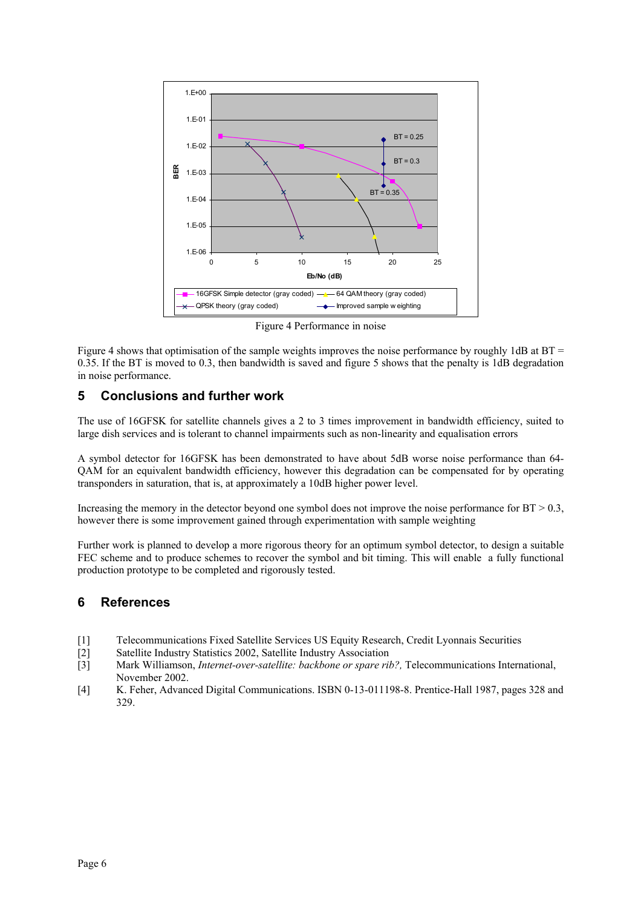1.E+00
1.E-01
1.E-02
1.E-03
1.E-04
1.E-05
1.E-06
0
5
10
15
20
25
BER
Eb/No (dB)
BT = 0.25
BT = 0.3
BT = 0.35
16GFSK Simple detector (gray coded)
64 QAM theory (gray coded)
QPSK theory (gray coded)
Improved sample w eighting

Figure 4 Performance in noise

Figure 4 shows that optimisation of the sample weights improves the noise performance by roughly 1dB at BT = 0.35. If the BT is moved to 0.3, then bandwidth is saved and figure 5 shows that the penalty is 1dB degradation in noise performance.

## 5 Conclusions and further work

The use of 16GFSK for satellite channels gives a 2 to 3 times improvement in bandwidth efficiency, suited to large dish services and is tolerant to channel impairments such as non-linearity and equalisation errors

A symbol detector for 16GFSK has been demonstrated to have about 5dB worse noise performance than 64-QAM for an equivalent bandwidth efficiency, however this degradation can be compensated for by operating transponders in saturation, that is, at approximately a 10dB higher power level.

Increasing the memory in the detector beyond one symbol does not improve the noise performance for BT > 0.3, however there is some improvement gained through experimentation with sample weighting

Further work is planned to develop a more rigorous theory for an optimum symbol detector, to design a suitable FEC scheme and to produce schemes to recover the symbol and bit timing. This will enable a fully functional production prototype to be completed and rigorously tested.

## 6 References

[1] Telecommunications Fixed Satellite Services US Equity Research, Credit Lyonnais Securities

[2] Satellite Industry Statistics 2002, Satellite Industry Association

[3] Mark Williamson, *Internet-over-satellite: backbone or spare rib?,* Telecommunications International, November 2002.

[4] K. Feher, Advanced Digital Communications. ISBN 0-13-011198-8. Prentice-Hall 1987, pages 328 and 329.